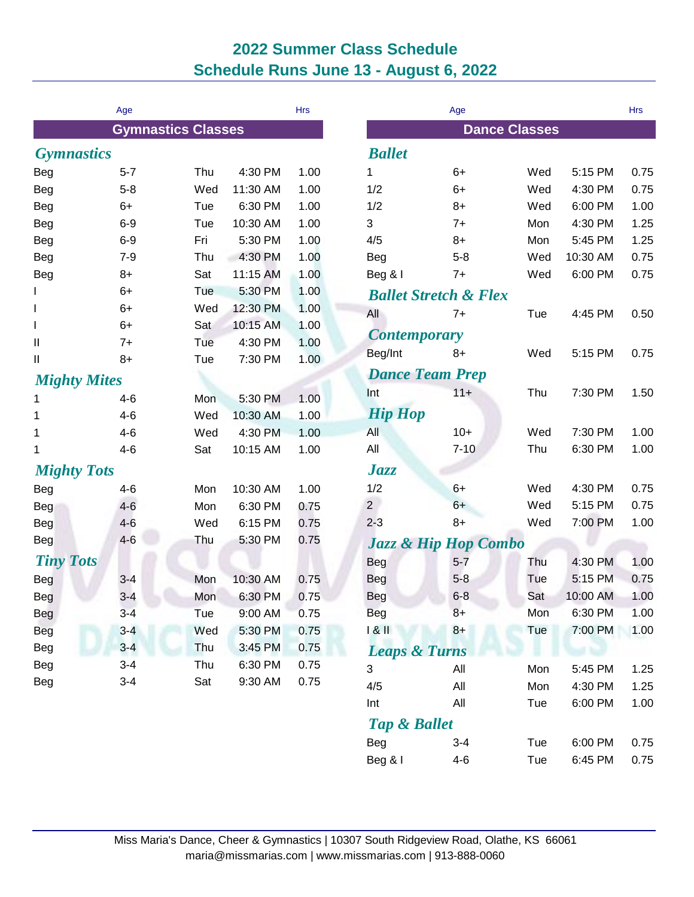# 2022 Summer Class Schedule
## Schedule Runs June 13 - August 6, 2022

## Gymnastics Classes

### Gymnastics

| Level | Age | Day | Time | Hrs |
|---|---|---|---|---|
| Beg | 5-7 | Thu | 4:30 PM | 1.00 |
| Beg | 5-8 | Wed | 11:30 AM | 1.00 |
| Beg | 6+ | Tue | 6:30 PM | 1.00 |
| Beg | 6-9 | Tue | 10:30 AM | 1.00 |
| Beg | 6-9 | Fri | 5:30 PM | 1.00 |
| Beg | 7-9 | Thu | 4:30 PM | 1.00 |
| Beg | 8+ | Sat | 11:15 AM | 1.00 |
| I | 6+ | Tue | 5:30 PM | 1.00 |
| I | 6+ | Wed | 12:30 PM | 1.00 |
| I | 6+ | Sat | 10:15 AM | 1.00 |
| II | 7+ | Tue | 4:30 PM | 1.00 |
| II | 8+ | Tue | 7:30 PM | 1.00 |

### Mighty Mites

| Level | Age | Day | Time | Hrs |
|---|---|---|---|---|
| 1 | 4-6 | Mon | 5:30 PM | 1.00 |
| 1 | 4-6 | Wed | 10:30 AM | 1.00 |
| 1 | 4-6 | Wed | 4:30 PM | 1.00 |
| 1 | 4-6 | Sat | 10:15 AM | 1.00 |

### Mighty Tots

| Level | Age | Day | Time | Hrs |
|---|---|---|---|---|
| Beg | 4-6 | Mon | 10:30 AM | 1.00 |
| Beg | 4-6 | Mon | 6:30 PM | 0.75 |
| Beg | 4-6 | Wed | 6:15 PM | 0.75 |
| Beg | 4-6 | Thu | 5:30 PM | 0.75 |

### Tiny Tots

| Level | Age | Day | Time | Hrs |
|---|---|---|---|---|
| Beg | 3-4 | Mon | 10:30 AM | 0.75 |
| Beg | 3-4 | Mon | 6:30 PM | 0.75 |
| Beg | 3-4 | Tue | 9:00 AM | 0.75 |
| Beg | 3-4 | Wed | 5:30 PM | 0.75 |
| Beg | 3-4 | Thu | 3:45 PM | 0.75 |
| Beg | 3-4 | Thu | 6:30 PM | 0.75 |
| Beg | 3-4 | Sat | 9:30 AM | 0.75 |

## Dance Classes

### Ballet

| Level | Age | Day | Time | Hrs |
|---|---|---|---|---|
| 1 | 6+ | Wed | 5:15 PM | 0.75 |
| 1/2 | 6+ | Wed | 4:30 PM | 0.75 |
| 1/2 | 8+ | Wed | 6:00 PM | 1.00 |
| 3 | 7+ | Mon | 4:30 PM | 1.25 |
| 4/5 | 8+ | Mon | 5:45 PM | 1.25 |
| Beg | 5-8 | Wed | 10:30 AM | 0.75 |
| Beg & I | 7+ | Wed | 6:00 PM | 0.75 |

### Ballet Stretch & Flex

| Level | Age | Day | Time | Hrs |
|---|---|---|---|---|
| All | 7+ | Tue | 4:45 PM | 0.50 |

### Contemporary

| Level | Age | Day | Time | Hrs |
|---|---|---|---|---|
| Beg/Int | 8+ | Wed | 5:15 PM | 0.75 |

### Dance Team Prep

| Level | Age | Day | Time | Hrs |
|---|---|---|---|---|
| Int | 11+ | Thu | 7:30 PM | 1.50 |

### Hip Hop

| Level | Age | Day | Time | Hrs |
|---|---|---|---|---|
| All | 10+ | Wed | 7:30 PM | 1.00 |
| All | 7-10 | Thu | 6:30 PM | 1.00 |

### Jazz

| Level | Age | Day | Time | Hrs |
|---|---|---|---|---|
| 1/2 | 6+ | Wed | 4:30 PM | 0.75 |
| 2 | 6+ | Wed | 5:15 PM | 0.75 |
| 2-3 | 8+ | Wed | 7:00 PM | 1.00 |

### Jazz & Hip Hop Combo

| Level | Age | Day | Time | Hrs |
|---|---|---|---|---|
| Beg | 5-7 | Thu | 4:30 PM | 1.00 |
| Beg | 5-8 | Tue | 5:15 PM | 0.75 |
| Beg | 6-8 | Sat | 10:00 AM | 1.00 |
| Beg | 8+ | Mon | 6:30 PM | 1.00 |
| I & II | 8+ | Tue | 7:00 PM | 1.00 |

### Leaps & Turns

| Level | Age | Day | Time | Hrs |
|---|---|---|---|---|
| 3 | All | Mon | 5:45 PM | 1.25 |
| 4/5 | All | Mon | 4:30 PM | 1.25 |
| Int | All | Tue | 6:00 PM | 1.00 |

### Tap & Ballet

| Level | Age | Day | Time | Hrs |
|---|---|---|---|---|
| Beg | 3-4 | Tue | 6:00 PM | 0.75 |
| Beg & I | 4-6 | Tue | 6:45 PM | 0.75 |

Miss Maria's Dance, Cheer & Gymnastics | 10307 South Ridgeview Road, Olathe, KS 66061
maria@missmarias.com | www.missmarias.com | 913-888-0060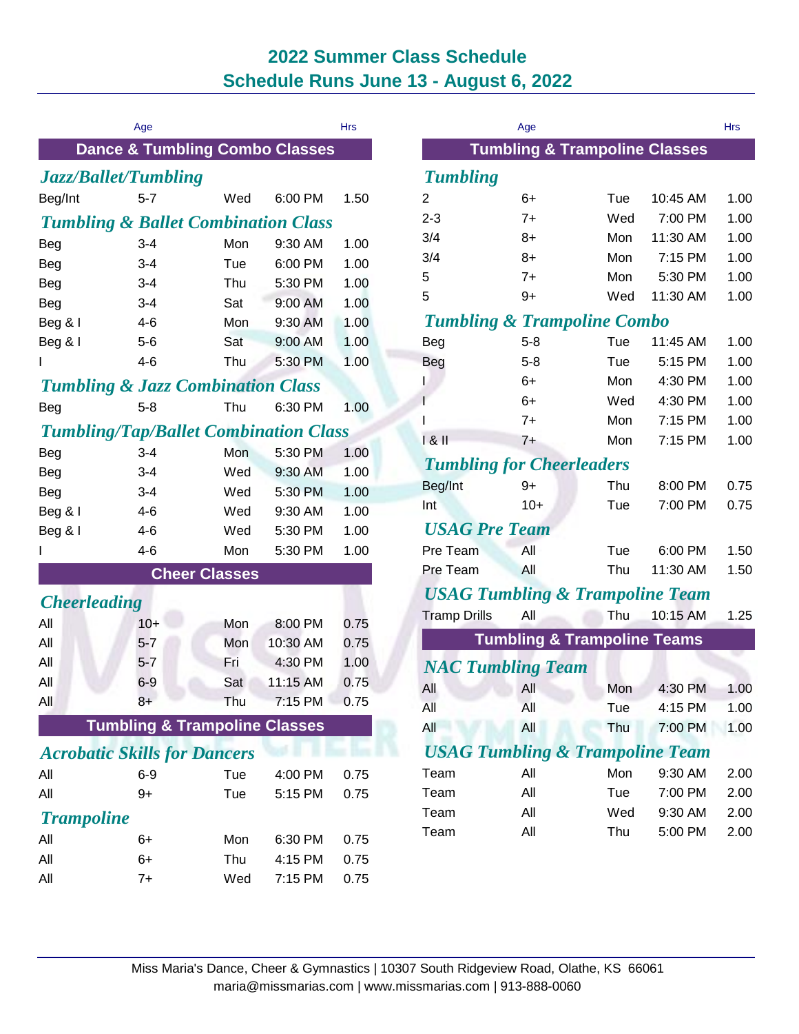# 2022 Summer Class Schedule
## Schedule Runs June 13 - August 6, 2022

## Dance & Tumbling Combo Classes

### Jazz/Ballet/Tumbling

| Level | Age | Day | Time | Hrs |
|---|---|---|---|---|
| Beg/Int | 5-7 | Wed | 6:00 PM | 1.50 |

### Tumbling & Ballet Combination Class

| Level | Age | Day | Time | Hrs |
|---|---|---|---|---|
| Beg | 3-4 | Mon | 9:30 AM | 1.00 |
| Beg | 3-4 | Tue | 6:00 PM | 1.00 |
| Beg | 3-4 | Thu | 5:30 PM | 1.00 |
| Beg | 3-4 | Sat | 9:00 AM | 1.00 |
| Beg & I | 4-6 | Mon | 9:30 AM | 1.00 |
| Beg & I | 5-6 | Sat | 9:00 AM | 1.00 |
| I | 4-6 | Thu | 5:30 PM | 1.00 |

### Tumbling & Jazz Combination Class

| Level | Age | Day | Time | Hrs |
|---|---|---|---|---|
| Beg | 5-8 | Thu | 6:30 PM | 1.00 |

### Tumbling/Tap/Ballet Combination Class

| Level | Age | Day | Time | Hrs |
|---|---|---|---|---|
| Beg | 3-4 | Mon | 5:30 PM | 1.00 |
| Beg | 3-4 | Wed | 9:30 AM | 1.00 |
| Beg | 3-4 | Wed | 5:30 PM | 1.00 |
| Beg & I | 4-6 | Wed | 9:30 AM | 1.00 |
| Beg & I | 4-6 | Wed | 5:30 PM | 1.00 |
| I | 4-6 | Mon | 5:30 PM | 1.00 |

## Cheer Classes

### Cheerleading

| Level | Age | Day | Time | Hrs |
|---|---|---|---|---|
| All | 10+ | Mon | 8:00 PM | 0.75 |
| All | 5-7 | Mon | 10:30 AM | 0.75 |
| All | 5-7 | Fri | 4:30 PM | 1.00 |
| All | 6-9 | Sat | 11:15 AM | 0.75 |
| All | 8+ | Thu | 7:15 PM | 0.75 |

## Tumbling & Trampoline Classes

### Acrobatic Skills for Dancers

| Level | Age | Day | Time | Hrs |
|---|---|---|---|---|
| All | 6-9 | Tue | 4:00 PM | 0.75 |
| All | 9+ | Tue | 5:15 PM | 0.75 |

### Trampoline

| Level | Age | Day | Time | Hrs |
|---|---|---|---|---|
| All | 6+ | Mon | 6:30 PM | 0.75 |
| All | 6+ | Thu | 4:15 PM | 0.75 |
| All | 7+ | Wed | 7:15 PM | 0.75 |

## Tumbling & Trampoline Classes

### Tumbling

| Level | Age | Day | Time | Hrs |
|---|---|---|---|---|
| 2 | 6+ | Tue | 10:45 AM | 1.00 |
| 2-3 | 7+ | Wed | 7:00 PM | 1.00 |
| 3/4 | 8+ | Mon | 11:30 AM | 1.00 |
| 3/4 | 8+ | Mon | 7:15 PM | 1.00 |
| 5 | 7+ | Mon | 5:30 PM | 1.00 |
| 5 | 9+ | Wed | 11:30 AM | 1.00 |

### Tumbling & Trampoline Combo

| Level | Age | Day | Time | Hrs |
|---|---|---|---|---|
| Beg | 5-8 | Tue | 11:45 AM | 1.00 |
| Beg | 5-8 | Tue | 5:15 PM | 1.00 |
| I | 6+ | Mon | 4:30 PM | 1.00 |
| I | 6+ | Wed | 4:30 PM | 1.00 |
| I | 7+ | Mon | 7:15 PM | 1.00 |
| I & II | 7+ | Mon | 7:15 PM | 1.00 |

### Tumbling for Cheerleaders

| Level | Age | Day | Time | Hrs |
|---|---|---|---|---|
| Beg/Int | 9+ | Thu | 8:00 PM | 0.75 |
| Int | 10+ | Tue | 7:00 PM | 0.75 |

### USAG Pre Team

| Level | Age | Day | Time | Hrs |
|---|---|---|---|---|
| Pre Team | All | Tue | 6:00 PM | 1.50 |
| Pre Team | All | Thu | 11:30 AM | 1.50 |

### USAG Tumbling & Trampoline Team

| Level | Age | Day | Time | Hrs |
|---|---|---|---|---|
| Tramp Drills | All | Thu | 10:15 AM | 1.25 |

## Tumbling & Trampoline Teams

### NAC Tumbling Team

| Level | Age | Day | Time | Hrs |
|---|---|---|---|---|
| All | All | Mon | 4:30 PM | 1.00 |
| All | All | Tue | 4:15 PM | 1.00 |
| All | All | Thu | 7:00 PM | 1.00 |

### USAG Tumbling & Trampoline Team

| Level | Age | Day | Time | Hrs |
|---|---|---|---|---|
| Team | All | Mon | 9:30 AM | 2.00 |
| Team | All | Tue | 7:00 PM | 2.00 |
| Team | All | Wed | 9:30 AM | 2.00 |
| Team | All | Thu | 5:00 PM | 2.00 |

Miss Maria's Dance, Cheer & Gymnastics | 10307 South Ridgeview Road, Olathe, KS 66061
maria@missmarias.com | www.missmarias.com | 913-888-0060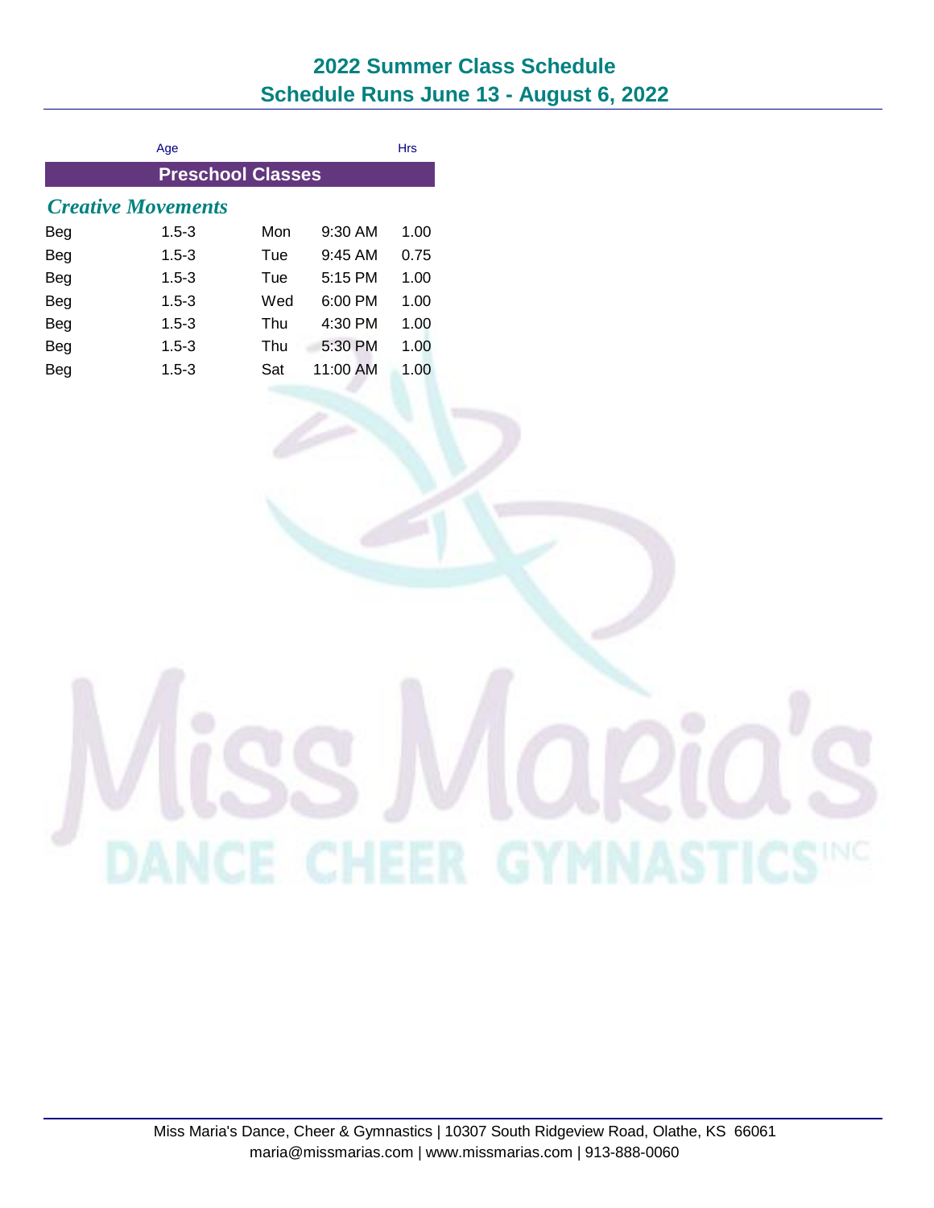# 2022 Summer Class Schedule
# Schedule Runs June 13 - August 6, 2022

## Preschool Classes

### *Creative Movements*

| | Age | | | Hrs |
|---|---|---|---|---|
| Beg | 1.5-3 | Mon | 9:30 AM | 1.00 |
| Beg | 1.5-3 | Tue | 9:45 AM | 0.75 |
| Beg | 1.5-3 | Tue | 5:15 PM | 1.00 |
| Beg | 1.5-3 | Wed | 6:00 PM | 1.00 |
| Beg | 1.5-3 | Thu | 4:30 PM | 1.00 |
| Beg | 1.5-3 | Thu | 5:30 PM | 1.00 |
| Beg | 1.5-3 | Sat | 11:00 AM | 1.00 |

Miss Maria's Dance, Cheer & Gymnastics | 10307 South Ridgeview Road, Olathe, KS 66061
maria@missmarias.com | www.missmarias.com | 913-888-0060